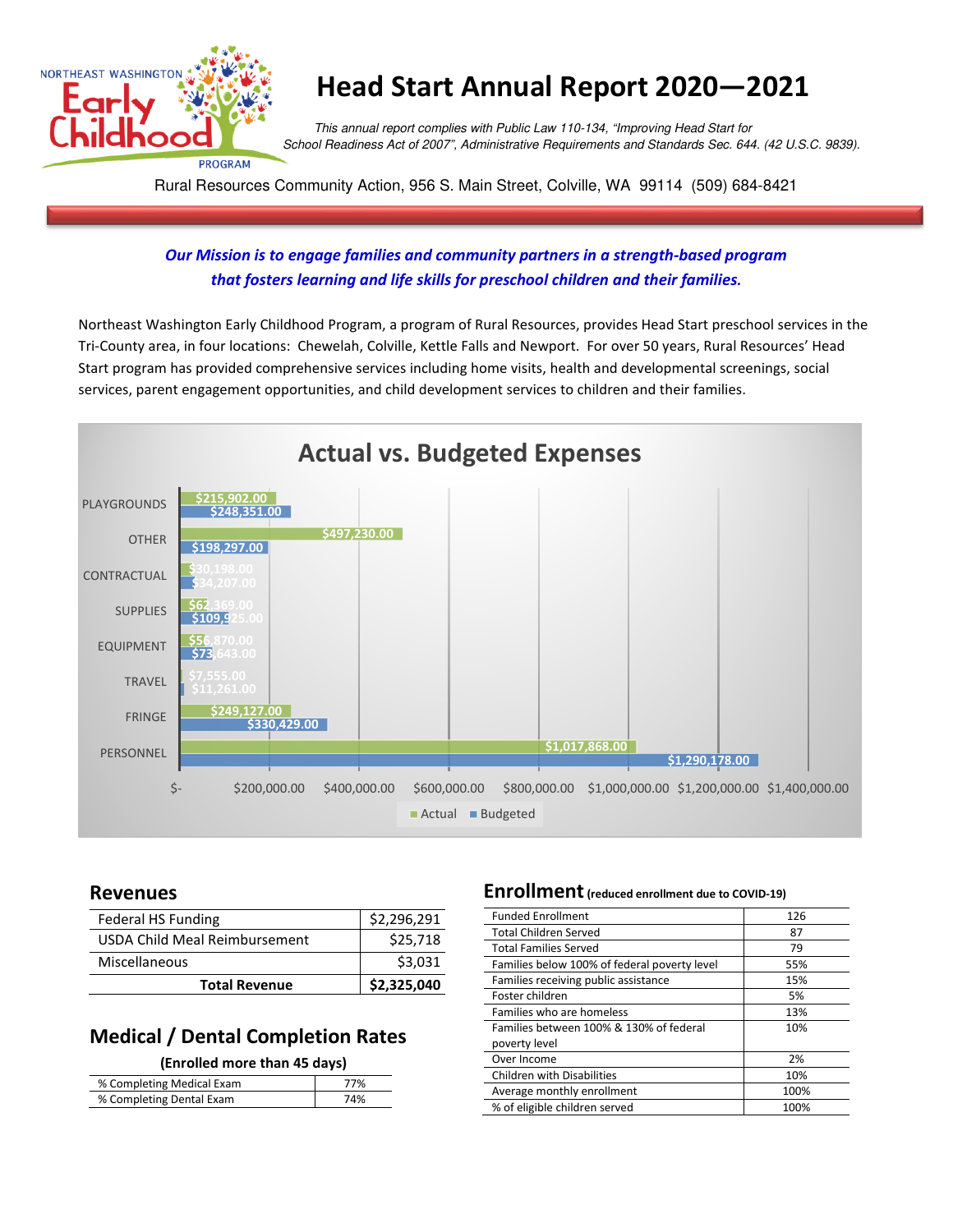# Head Start Annual Report 2020—2021

NORTHEAST WASHINGTON Early Childhood PROGRAM

*This annual report complies with Public Law 110-134, "Improving Head Start for School Readiness Act of 2007", Administrative Requirements and Standards Sec. 644. (42 U.S.C. 9839).*

Rural Resources Community Action, 956 S. Main Street, Colville, WA 99114 (509) 684-8421

***Our Mission is to engage families and community partners in a strength-based program that fosters learning and life skills for preschool children and their families.***

Northeast Washington Early Childhood Program, a program of Rural Resources, provides Head Start preschool services in the Tri-County area, in four locations: Chewelah, Colville, Kettle Falls and Newport. For over 50 years, Rural Resources' Head Start program has provided comprehensive services including home visits, health and developmental screenings, social services, parent engagement opportunities, and child development services to children and their families.

## Actual vs. Budgeted Expenses

| Category | Actual | Budgeted |
|---|---|---|
| PLAYGROUNDS | $215,902.00 | $248,351.00 |
| OTHER | $497,230.00 | $198,297.00 |
| CONTRACTUAL | $30,198.00 | $34,207.00 |
| SUPPLIES | $62,369.00 | $109,925.00 |
| EQUIPMENT | $56,870.00 | $73,643.00 |
| TRAVEL | $7,555.00 | $11,261.00 |
| FRINGE | $249,127.00 | $330,429.00 |
| PERSONNEL | $1,017,868.00 | $1,290,178.00 |

## Revenues

| | |
|---|---|
| Federal HS Funding | $2,296,291 |
| USDA Child Meal Reimbursement | $25,718 |
| Miscellaneous | $3,031 |
| **Total Revenue** | **$2,325,040** |

## Medical / Dental Completion Rates

**(Enrolled more than 45 days)**

| | |
|---|---|
| % Completing Medical Exam | 77% |
| % Completing Dental Exam | 74% |

## Enrollment (reduced enrollment due to COVID-19)

| | |
|---|---|
| Funded Enrollment | 126 |
| Total Children Served | 87 |
| Total Families Served | 79 |
| Families below 100% of federal poverty level | 55% |
| Families receiving public assistance | 15% |
| Foster children | 5% |
| Families who are homeless | 13% |
| Families between 100% & 130% of federal poverty level | 10% |
| Over Income | 2% |
| Children with Disabilities | 10% |
| Average monthly enrollment | 100% |
| % of eligible children served | 100% |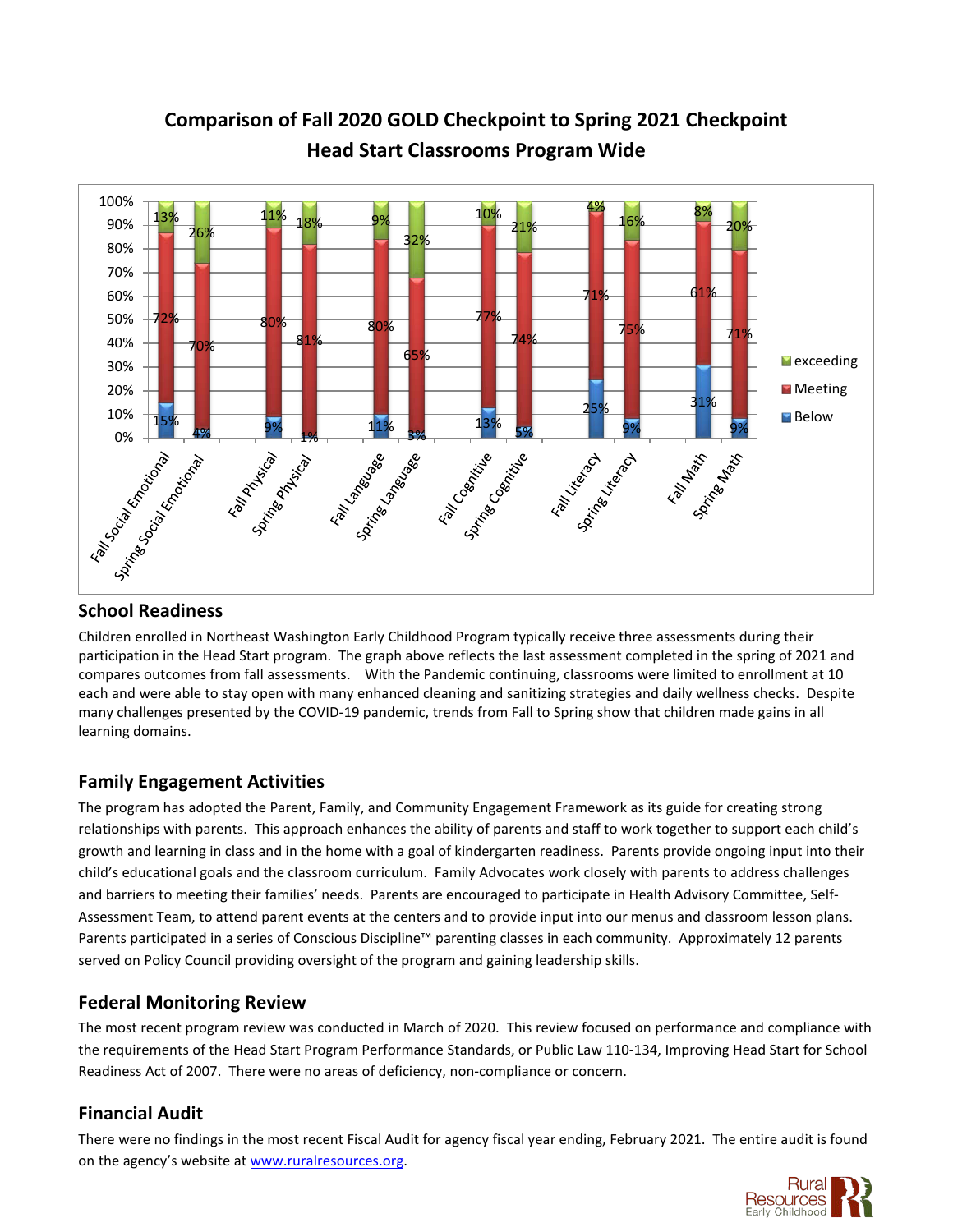## Comparison of Fall 2020 GOLD Checkpoint to Spring 2021 Checkpoint Head Start Classrooms Program Wide

100%
90%
80%
70%
60%
50%
40%
30%
20%
10%
0%

13%
72%
15%
26%
70%
4%
11%
80%
9%
18%
81%
1%
9%
80%
11%
32%
65%
3%
10%
77%
13%
21%
74%
5%
4%
71%
25%
16%
75%
9%
8%
61%
31%
20%
71%
9%

Fall Social Emotional
Spring Social Emotional
Fall Physical
Spring Physical
Fall Language
Spring Language
Fall Cognitive
Spring Cognitive
Fall Literacy
Spring Literacy
Fall Math
Spring Math

exceeding
Meeting
Below

## School Readiness

Children enrolled in Northeast Washington Early Childhood Program typically receive three assessments during their participation in the Head Start program. The graph above reflects the last assessment completed in the spring of 2021 and compares outcomes from fall assessments. With the Pandemic continuing, classrooms were limited to enrollment at 10 each and were able to stay open with many enhanced cleaning and sanitizing strategies and daily wellness checks. Despite many challenges presented by the COVID-19 pandemic, trends from Fall to Spring show that children made gains in all learning domains.

## Family Engagement Activities

The program has adopted the Parent, Family, and Community Engagement Framework as its guide for creating strong relationships with parents. This approach enhances the ability of parents and staff to work together to support each child's growth and learning in class and in the home with a goal of kindergarten readiness. Parents provide ongoing input into their child's educational goals and the classroom curriculum. Family Advocates work closely with parents to address challenges and barriers to meeting their families' needs. Parents are encouraged to participate in Health Advisory Committee, Self-Assessment Team, to attend parent events at the centers and to provide input into our menus and classroom lesson plans. Parents participated in a series of Conscious Discipline™ parenting classes in each community. Approximately 12 parents served on Policy Council providing oversight of the program and gaining leadership skills.

## Federal Monitoring Review

The most recent program review was conducted in March of 2020. This review focused on performance and compliance with the requirements of the Head Start Program Performance Standards, or Public Law 110-134, Improving Head Start for School Readiness Act of 2007. There were no areas of deficiency, non-compliance or concern.

## Financial Audit

There were no findings in the most recent Fiscal Audit for agency fiscal year ending, February 2021. The entire audit is found on the agency's website at www.ruralresources.org.

Rural Resources Early Childhood